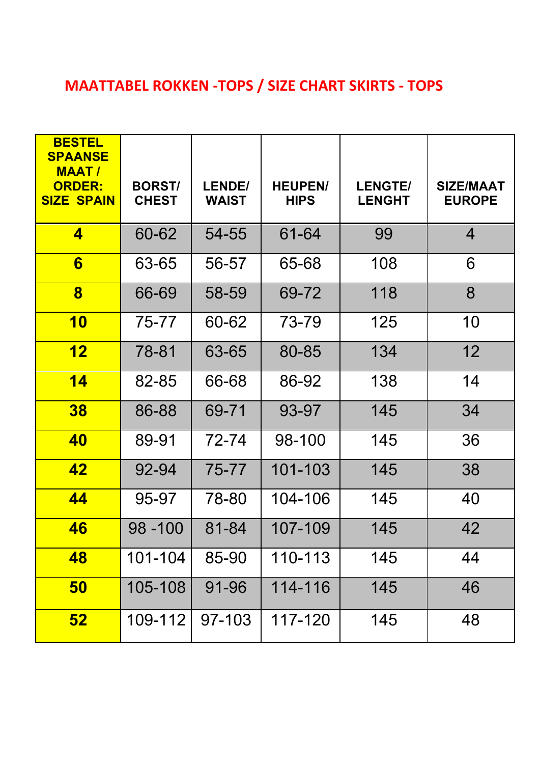# MAATTABEL ROKKEN -TOPS / SIZE CHART SKIRTS - TOPS

| BESTEL SPAANSE MAAT / ORDER: SIZE SPAIN | BORST/ CHEST | LENDE/ WAIST | HEUPEN/ HIPS | LENGTE/ LENGHT | SIZE/MAAT EUROPE |
|---|---|---|---|---|---|
| **4** | 60-62 | 54-55 | 61-64 | 99 | 4 |
| **6** | 63-65 | 56-57 | 65-68 | 108 | 6 |
| **8** | 66-69 | 58-59 | 69-72 | 118 | 8 |
| **10** | 75-77 | 60-62 | 73-79 | 125 | 10 |
| **12** | 78-81 | 63-65 | 80-85 | 134 | 12 |
| **14** | 82-85 | 66-68 | 86-92 | 138 | 14 |
| **38** | 86-88 | 69-71 | 93-97 | 145 | 34 |
| **40** | 89-91 | 72-74 | 98-100 | 145 | 36 |
| **42** | 92-94 | 75-77 | 101-103 | 145 | 38 |
| **44** | 95-97 | 78-80 | 104-106 | 145 | 40 |
| **46** | 98 -100 | 81-84 | 107-109 | 145 | 42 |
| **48** | 101-104 | 85-90 | 110-113 | 145 | 44 |
| **50** | 105-108 | 91-96 | 114-116 | 145 | 46 |
| **52** | 109-112 | 97-103 | 117-120 | 145 | 48 |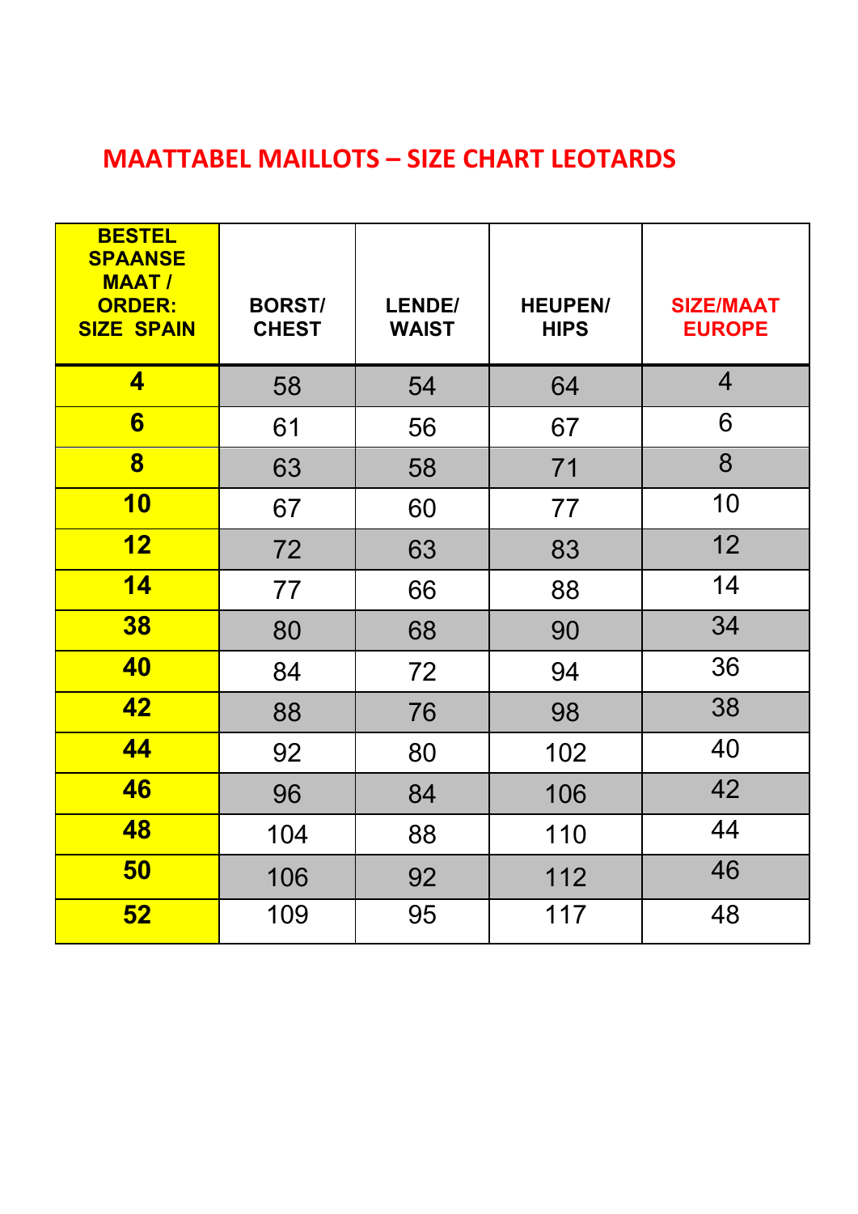# MAATTABEL MAILLOTS – SIZE CHART LEOTARDS

| BESTEL SPAANSE MAAT / ORDER: SIZE SPAIN | BORST/ CHEST | LENDE/ WAIST | HEUPEN/ HIPS | SIZE/MAAT EUROPE |
|---|---|---|---|---|
| **4** | 58 | 54 | 64 | 4 |
| **6** | 61 | 56 | 67 | 6 |
| **8** | 63 | 58 | 71 | 8 |
| **10** | 67 | 60 | 77 | 10 |
| **12** | 72 | 63 | 83 | 12 |
| **14** | 77 | 66 | 88 | 14 |
| **38** | 80 | 68 | 90 | 34 |
| **40** | 84 | 72 | 94 | 36 |
| **42** | 88 | 76 | 98 | 38 |
| **44** | 92 | 80 | 102 | 40 |
| **46** | 96 | 84 | 106 | 42 |
| **48** | 104 | 88 | 110 | 44 |
| **50** | 106 | 92 | 112 | 46 |
| **52** | 109 | 95 | 117 | 48 |